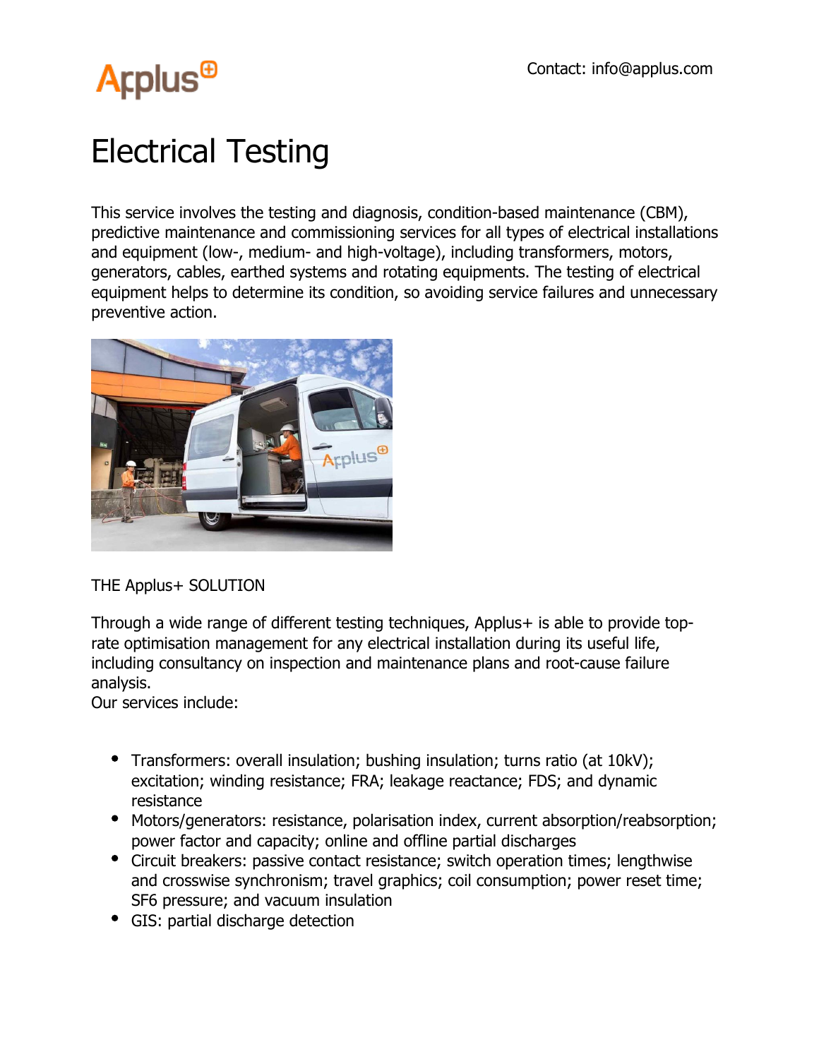Contact: info@applus.com

# Electrical Testing

This service involves the testing and diagnosis, condition-based maintenance (CBM), predictive maintenance and commissioning services for all types of electrical installations and equipment (low-, medium- and high-voltage), including transformers, motors, generators, cables, earthed systems and rotating equipments. The testing of electrical equipment helps to determine its condition, so avoiding service failures and unnecessary preventive action.

THE Applus+ SOLUTION

Through a wide range of different testing techniques, Applus+ is able to provide top-rate optimisation management for any electrical installation during its useful life, including consultancy on inspection and maintenance plans and root-cause failure analysis.
Our services include:

- Transformers: overall insulation; bushing insulation; turns ratio (at 10kV); excitation; winding resistance; FRA; leakage reactance; FDS; and dynamic resistance
- Motors/generators: resistance, polarisation index, current absorption/reabsorption; power factor and capacity; online and offline partial discharges
- Circuit breakers: passive contact resistance; switch operation times; lengthwise and crosswise synchronism; travel graphics; coil consumption; power reset time; SF6 pressure; and vacuum insulation
- GIS: partial discharge detection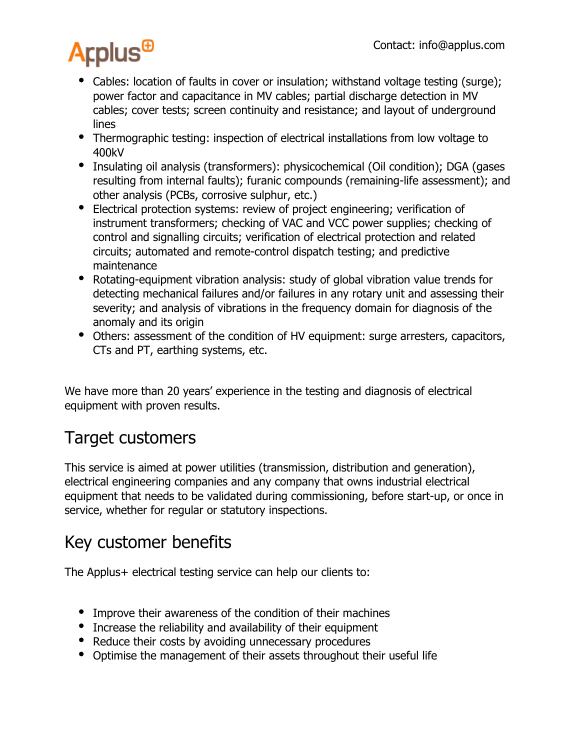- Cables: location of faults in cover or insulation; withstand voltage testing (surge); power factor and capacitance in MV cables; partial discharge detection in MV cables; cover tests; screen continuity and resistance; and layout of underground lines
- Thermographic testing: inspection of electrical installations from low voltage to 400kV
- Insulating oil analysis (transformers): physicochemical (Oil condition); DGA (gases resulting from internal faults); furanic compounds (remaining-life assessment); and other analysis (PCBs, corrosive sulphur, etc.)
- Electrical protection systems: review of project engineering; verification of instrument transformers; checking of VAC and VCC power supplies; checking of control and signalling circuits; verification of electrical protection and related circuits; automated and remote-control dispatch testing; and predictive maintenance
- Rotating-equipment vibration analysis: study of global vibration value trends for detecting mechanical failures and/or failures in any rotary unit and assessing their severity; and analysis of vibrations in the frequency domain for diagnosis of the anomaly and its origin
- Others: assessment of the condition of HV equipment: surge arresters, capacitors, CTs and PT, earthing systems, etc.

We have more than 20 years' experience in the testing and diagnosis of electrical equipment with proven results.

## Target customers

This service is aimed at power utilities (transmission, distribution and generation), electrical engineering companies and any company that owns industrial electrical equipment that needs to be validated during commissioning, before start-up, or once in service, whether for regular or statutory inspections.

## Key customer benefits

The Applus+ electrical testing service can help our clients to:

- Improve their awareness of the condition of their machines
- Increase the reliability and availability of their equipment
- Reduce their costs by avoiding unnecessary procedures
- Optimise the management of their assets throughout their useful life